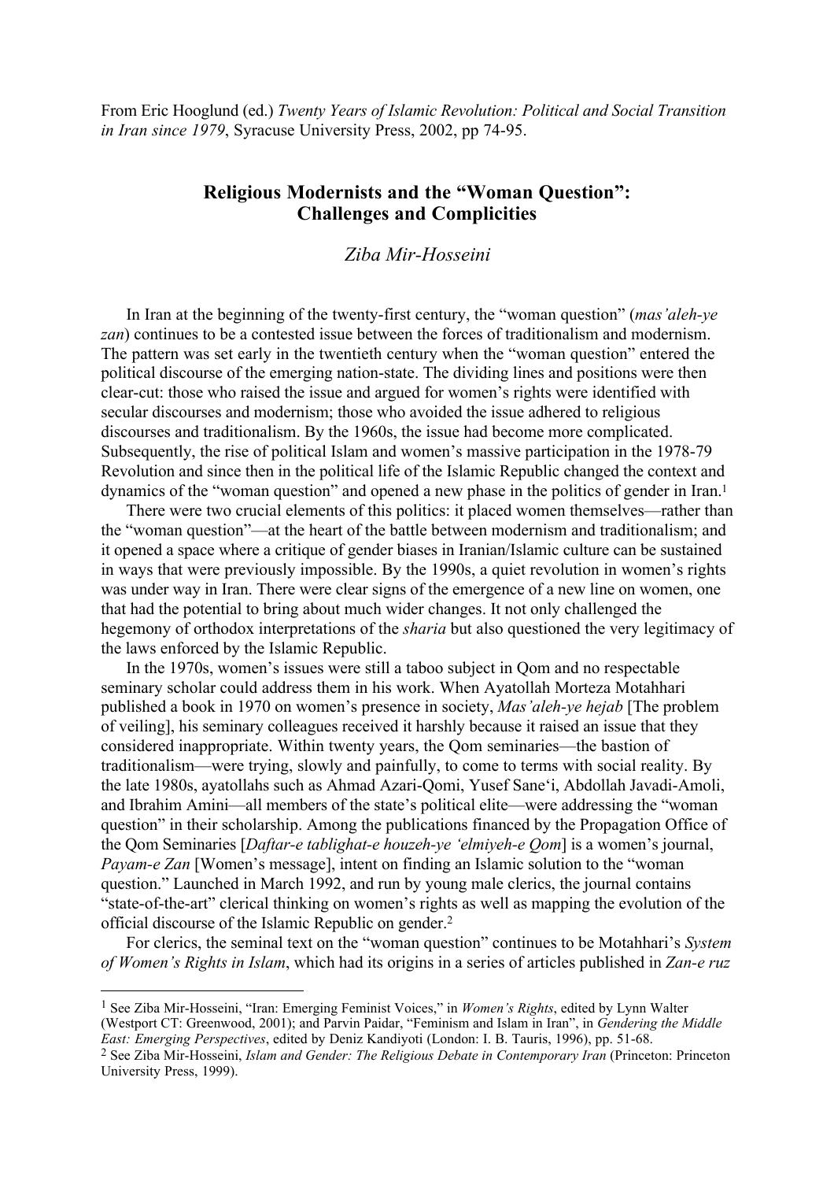From Eric Hooglund (ed.) *Twenty Years of Islamic Revolution: Political and Social Transition in Iran since 1979*, Syracuse University Press, 2002, pp 74-95.

# Religious Modernists and the "Woman Question": Challenges and Complicities

*Ziba Mir-Hosseini*

In Iran at the beginning of the twenty-first century, the "woman question" (*mas'aleh-ye zan*) continues to be a contested issue between the forces of traditionalism and modernism. The pattern was set early in the twentieth century when the "woman question" entered the political discourse of the emerging nation-state. The dividing lines and positions were then clear-cut: those who raised the issue and argued for women's rights were identified with secular discourses and modernism; those who avoided the issue adhered to religious discourses and traditionalism. By the 1960s, the issue had become more complicated. Subsequently, the rise of political Islam and women's massive participation in the 1978-79 Revolution and since then in the political life of the Islamic Republic changed the context and dynamics of the "woman question" and opened a new phase in the politics of gender in Iran.[1]

There were two crucial elements of this politics: it placed women themselves—rather than the "woman question"—at the heart of the battle between modernism and traditionalism; and it opened a space where a critique of gender biases in Iranian/Islamic culture can be sustained in ways that were previously impossible. By the 1990s, a quiet revolution in women's rights was under way in Iran. There were clear signs of the emergence of a new line on women, one that had the potential to bring about much wider changes. It not only challenged the hegemony of orthodox interpretations of the *sharia* but also questioned the very legitimacy of the laws enforced by the Islamic Republic.

In the 1970s, women's issues were still a taboo subject in Qom and no respectable seminary scholar could address them in his work. When Ayatollah Morteza Motahhari published a book in 1970 on women's presence in society, *Mas'aleh-ye hejab* [The problem of veiling], his seminary colleagues received it harshly because it raised an issue that they considered inappropriate. Within twenty years, the Qom seminaries—the bastion of traditionalism—were trying, slowly and painfully, to come to terms with social reality. By the late 1980s, ayatollahs such as Ahmad Azari-Qomi, Yusef Sane'i, Abdollah Javadi-Amoli, and Ibrahim Amini—all members of the state's political elite—were addressing the "woman question" in their scholarship. Among the publications financed by the Propagation Office of the Qom Seminaries [*Daftar-e tablighat-e houzeh-ye 'elmiyeh-e Qom*] is a women's journal, *Payam-e Zan* [Women's message], intent on finding an Islamic solution to the "woman question." Launched in March 1992, and run by young male clerics, the journal contains "state-of-the-art" clerical thinking on women's rights as well as mapping the evolution of the official discourse of the Islamic Republic on gender.[2]

For clerics, the seminal text on the "woman question" continues to be Motahhari's *System of Women's Rights in Islam*, which had its origins in a series of articles published in *Zan-e ruz*

---

[1] See Ziba Mir-Hosseini, "Iran: Emerging Feminist Voices," in *Women's Rights*, edited by Lynn Walter (Westport CT: Greenwood, 2001); and Parvin Paidar, "Feminism and Islam in Iran", in *Gendering the Middle East: Emerging Perspectives*, edited by Deniz Kandiyoti (London: I. B. Tauris, 1996), pp. 51-68.

[2] See Ziba Mir-Hosseini, *Islam and Gender: The Religious Debate in Contemporary Iran* (Princeton: Princeton University Press, 1999).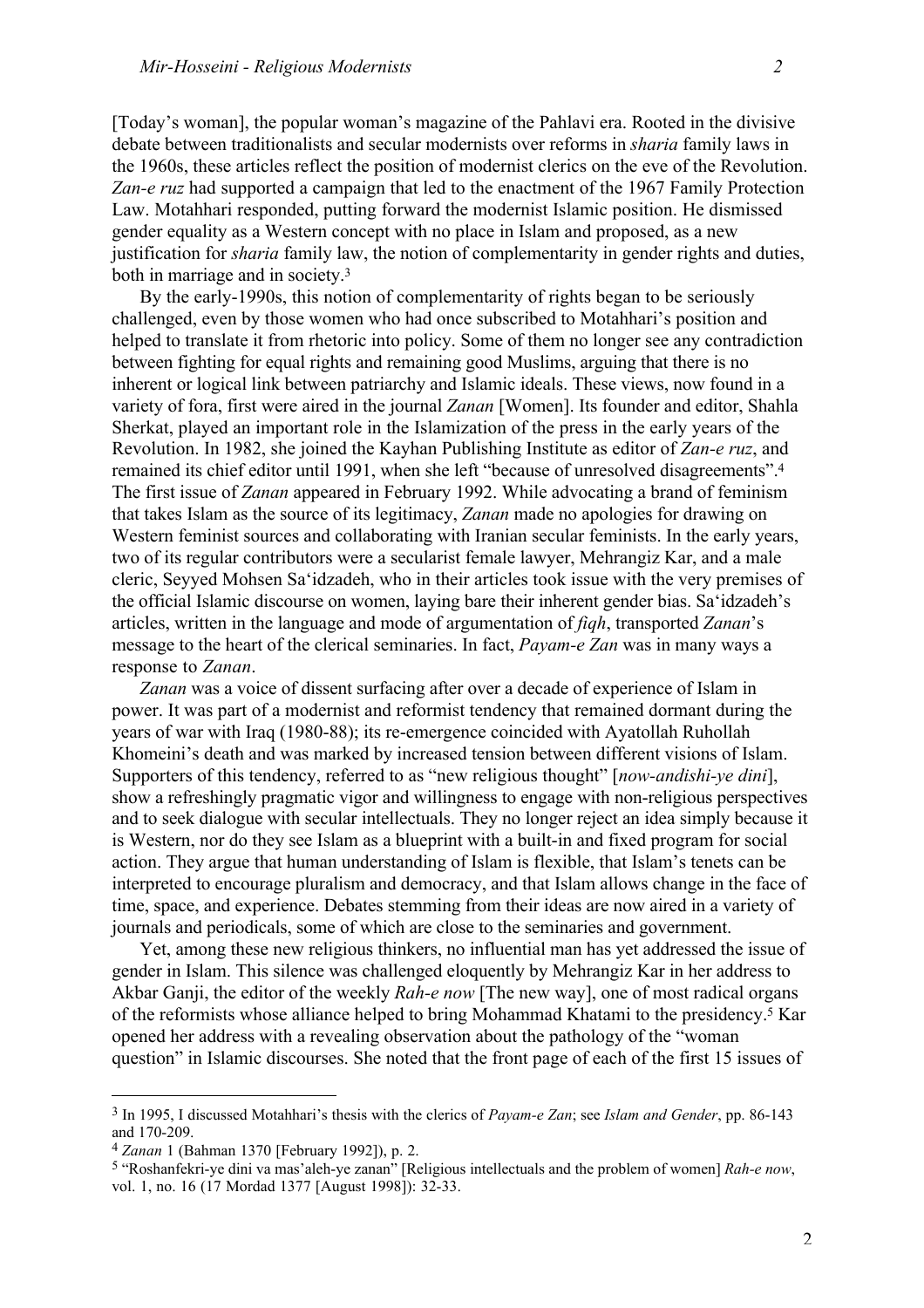[Today's woman], the popular woman's magazine of the Pahlavi era. Rooted in the divisive debate between traditionalists and secular modernists over reforms in *sharia* family laws in the 1960s, these articles reflect the position of modernist clerics on the eve of the Revolution. *Zan-e ruz* had supported a campaign that led to the enactment of the 1967 Family Protection Law. Motahhari responded, putting forward the modernist Islamic position. He dismissed gender equality as a Western concept with no place in Islam and proposed, as a new justification for *sharia* family law, the notion of complementarity in gender rights and duties, both in marriage and in society.[3]

By the early-1990s, this notion of complementarity of rights began to be seriously challenged, even by those women who had once subscribed to Motahhari's position and helped to translate it from rhetoric into policy. Some of them no longer see any contradiction between fighting for equal rights and remaining good Muslims, arguing that there is no inherent or logical link between patriarchy and Islamic ideals. These views, now found in a variety of fora, first were aired in the journal *Zanan* [Women]. Its founder and editor, Shahla Sherkat, played an important role in the Islamization of the press in the early years of the Revolution. In 1982, she joined the Kayhan Publishing Institute as editor of *Zan-e ruz*, and remained its chief editor until 1991, when she left "because of unresolved disagreements".[4] The first issue of *Zanan* appeared in February 1992. While advocating a brand of feminism that takes Islam as the source of its legitimacy, *Zanan* made no apologies for drawing on Western feminist sources and collaborating with Iranian secular feminists. In the early years, two of its regular contributors were a secularist female lawyer, Mehrangiz Kar, and a male cleric, Seyyed Mohsen Sa'idzadeh, who in their articles took issue with the very premises of the official Islamic discourse on women, laying bare their inherent gender bias. Sa'idzadeh's articles, written in the language and mode of argumentation of *fiqh*, transported *Zanan*'s message to the heart of the clerical seminaries. In fact, *Payam-e Zan* was in many ways a response to *Zanan*.

*Zanan* was a voice of dissent surfacing after over a decade of experience of Islam in power. It was part of a modernist and reformist tendency that remained dormant during the years of war with Iraq (1980-88); its re-emergence coincided with Ayatollah Ruhollah Khomeini's death and was marked by increased tension between different visions of Islam. Supporters of this tendency, referred to as "new religious thought" [*now-andishi-ye dini*], show a refreshingly pragmatic vigor and willingness to engage with non-religious perspectives and to seek dialogue with secular intellectuals. They no longer reject an idea simply because it is Western, nor do they see Islam as a blueprint with a built-in and fixed program for social action. They argue that human understanding of Islam is flexible, that Islam's tenets can be interpreted to encourage pluralism and democracy, and that Islam allows change in the face of time, space, and experience. Debates stemming from their ideas are now aired in a variety of journals and periodicals, some of which are close to the seminaries and government.

Yet, among these new religious thinkers, no influential man has yet addressed the issue of gender in Islam. This silence was challenged eloquently by Mehrangiz Kar in her address to Akbar Ganji, the editor of the weekly *Rah-e now* [The new way], one of most radical organs of the reformists whose alliance helped to bring Mohammad Khatami to the presidency.[5] Kar opened her address with a revealing observation about the pathology of the "woman question" in Islamic discourses. She noted that the front page of each of the first 15 issues of

---

[3] In 1995, I discussed Motahhari's thesis with the clerics of *Payam-e Zan*; see *Islam and Gender*, pp. 86-143 and 170-209.

[4] *Zanan* 1 (Bahman 1370 [February 1992]), p. 2.

[5] "Roshanfekri-ye dini va mas'aleh-ye zanan" [Religious intellectuals and the problem of women] *Rah-e now*, vol. 1, no. 16 (17 Mordad 1377 [August 1998]): 32-33.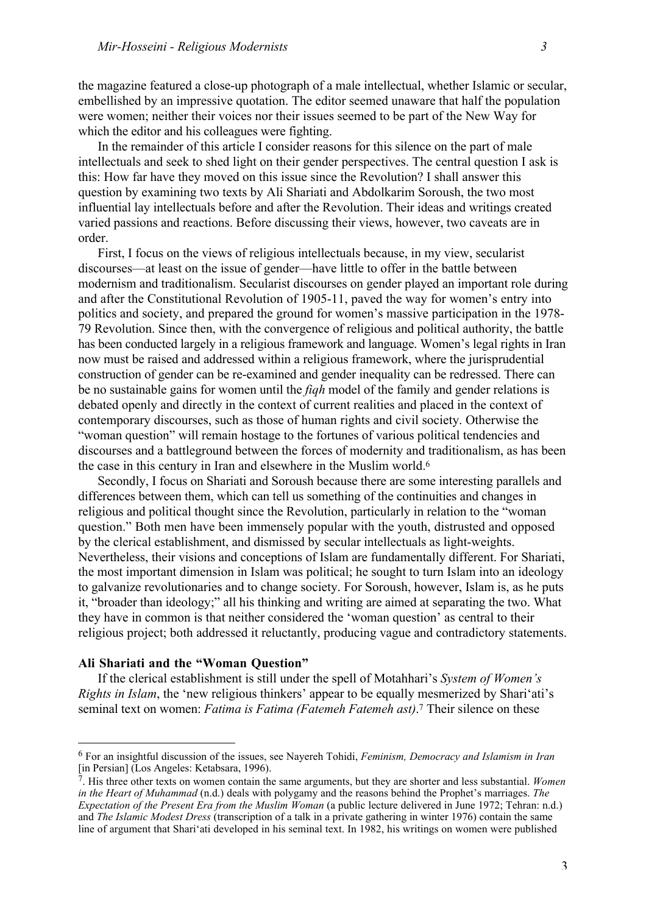the magazine featured a close-up photograph of a male intellectual, whether Islamic or secular, embellished by an impressive quotation. The editor seemed unaware that half the population were women; neither their voices nor their issues seemed to be part of the New Way for which the editor and his colleagues were fighting.

In the remainder of this article I consider reasons for this silence on the part of male intellectuals and seek to shed light on their gender perspectives. The central question I ask is this: How far have they moved on this issue since the Revolution? I shall answer this question by examining two texts by Ali Shariati and Abdolkarim Soroush, the two most influential lay intellectuals before and after the Revolution. Their ideas and writings created varied passions and reactions. Before discussing their views, however, two caveats are in order.

First, I focus on the views of religious intellectuals because, in my view, secularist discourses—at least on the issue of gender—have little to offer in the battle between modernism and traditionalism. Secularist discourses on gender played an important role during and after the Constitutional Revolution of 1905-11, paved the way for women's entry into politics and society, and prepared the ground for women's massive participation in the 1978-79 Revolution. Since then, with the convergence of religious and political authority, the battle has been conducted largely in a religious framework and language. Women's legal rights in Iran now must be raised and addressed within a religious framework, where the jurisprudential construction of gender can be re-examined and gender inequality can be redressed. There can be no sustainable gains for women until the *fiqh* model of the family and gender relations is debated openly and directly in the context of current realities and placed in the context of contemporary discourses, such as those of human rights and civil society. Otherwise the "woman question" will remain hostage to the fortunes of various political tendencies and discourses and a battleground between the forces of modernity and traditionalism, as has been the case in this century in Iran and elsewhere in the Muslim world.[6]

Secondly, I focus on Shariati and Soroush because there are some interesting parallels and differences between them, which can tell us something of the continuities and changes in religious and political thought since the Revolution, particularly in relation to the "woman question." Both men have been immensely popular with the youth, distrusted and opposed by the clerical establishment, and dismissed by secular intellectuals as light-weights. Nevertheless, their visions and conceptions of Islam are fundamentally different. For Shariati, the most important dimension in Islam was political; he sought to turn Islam into an ideology to galvanize revolutionaries and to change society. For Soroush, however, Islam is, as he puts it, "broader than ideology;" all his thinking and writing are aimed at separating the two. What they have in common is that neither considered the 'woman question' as central to their religious project; both addressed it reluctantly, producing vague and contradictory statements.

## Ali Shariati and the "Woman Question"

If the clerical establishment is still under the spell of Motahhari's *System of Women's Rights in Islam*, the 'new religious thinkers' appear to be equally mesmerized by Shari'ati's seminal text on women: *Fatima is Fatima (Fatemeh Fatemeh ast)*.[7] Their silence on these

---

[6] For an insightful discussion of the issues, see Nayereh Tohidi, *Feminism, Democracy and Islamism in Iran* [in Persian] (Los Angeles: Ketabsara, 1996).

[7]. His three other texts on women contain the same arguments, but they are shorter and less substantial. *Women in the Heart of Muhammad* (n.d.) deals with polygamy and the reasons behind the Prophet's marriages. *The Expectation of the Present Era from the Muslim Woman* (a public lecture delivered in June 1972; Tehran: n.d.) and *The Islamic Modest Dress* (transcription of a talk in a private gathering in winter 1976) contain the same line of argument that Shari'ati developed in his seminal text. In 1982, his writings on women were published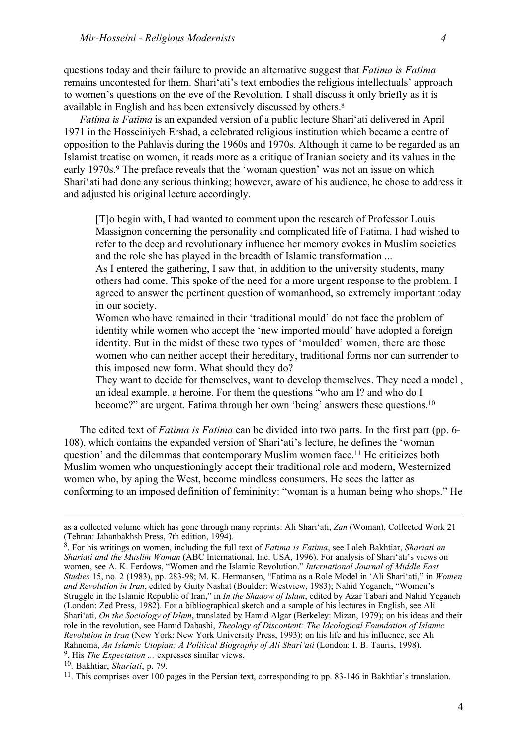questions today and their failure to provide an alternative suggest that *Fatima is Fatima* remains uncontested for them. Shari'ati's text embodies the religious intellectuals' approach to women's questions on the eve of the Revolution. I shall discuss it only briefly as it is available in English and has been extensively discussed by others.[8]

*Fatima is Fatima* is an expanded version of a public lecture Shari'ati delivered in April 1971 in the Hosseiniyeh Ershad, a celebrated religious institution which became a centre of opposition to the Pahlavis during the 1960s and 1970s. Although it came to be regarded as an Islamist treatise on women, it reads more as a critique of Iranian society and its values in the early 1970s.[9] The preface reveals that the 'woman question' was not an issue on which Shari'ati had done any serious thinking; however, aware of his audience, he chose to address it and adjusted his original lecture accordingly.

> [T]o begin with, I had wanted to comment upon the research of Professor Louis Massignon concerning the personality and complicated life of Fatima. I had wished to refer to the deep and revolutionary influence her memory evokes in Muslim societies and the role she has played in the breadth of Islamic transformation ...
> As I entered the gathering, I saw that, in addition to the university students, many others had come. This spoke of the need for a more urgent response to the problem. I agreed to answer the pertinent question of womanhood, so extremely important today in our society.
> Women who have remained in their 'traditional mould' do not face the problem of identity while women who accept the 'new imported mould' have adopted a foreign identity. But in the midst of these two types of 'moulded' women, there are those women who can neither accept their hereditary, traditional forms nor can surrender to this imposed new form. What should they do?
> They want to decide for themselves, want to develop themselves. They need a model , an ideal example, a heroine. For them the questions "who am I? and who do I become?" are urgent. Fatima through her own 'being' answers these questions.[10]

The edited text of *Fatima is Fatima* can be divided into two parts. In the first part (pp. 6-108), which contains the expanded version of Shari'ati's lecture, he defines the 'woman question' and the dilemmas that contemporary Muslim women face.[11] He criticizes both Muslim women who unquestioningly accept their traditional role and modern, Westernized women who, by aping the West, become mindless consumers. He sees the latter as conforming to an imposed definition of femininity: "woman is a human being who shops." He

---

as a collected volume which has gone through many reprints: Ali Shari'ati, *Zan* (Woman), Collected Work 21 (Tehran: Jahanbakhsh Press, 7th edition, 1994).

[8]. For his writings on women, including the full text of *Fatima is Fatima*, see Laleh Bakhtiar, *Shariati on Shariati and the Muslim Woman* (ABC International, Inc. USA, 1996). For analysis of Shari'ati's views on women, see A. K. Ferdows, "Women and the Islamic Revolution." *International Journal of Middle East Studies* 15, no. 2 (1983), pp. 283-98; M. K. Hermansen, "Fatima as a Role Model in 'Ali Shari'ati," in *Women and Revolution in Iran*, edited by Guity Nashat (Boulder: Westview, 1983); Nahid Yeganeh, "Women's Struggle in the Islamic Republic of Iran," in *In the Shadow of Islam*, edited by Azar Tabari and Nahid Yeganeh (London: Zed Press, 1982). For a bibliographical sketch and a sample of his lectures in English, see Ali Shari'ati, *On the Sociology of Islam*, translated by Hamid Algar (Berkeley: Mizan, 1979); on his ideas and their role in the revolution, see Hamid Dabashi, *Theology of Discontent: The Ideological Foundation of Islamic Revolution in Iran* (New York: New York University Press, 1993); on his life and his influence, see Ali Rahnema, *An Islamic Utopian: A Political Biography of Ali Shari'ati* (London: I. B. Tauris, 1998).

[9]. His *The Expectation ...* expresses similar views.

[10]. Bakhtiar, *Shariati*, p. 79.

[11]. This comprises over 100 pages in the Persian text, corresponding to pp. 83-146 in Bakhtiar's translation.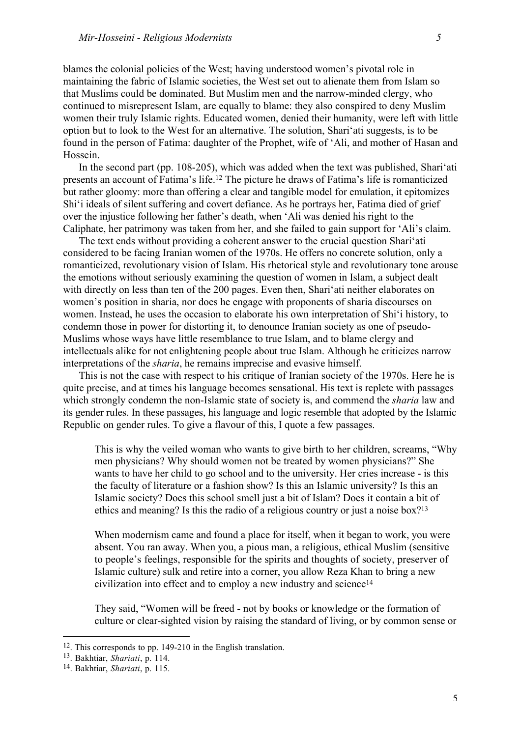blames the colonial policies of the West; having understood women's pivotal role in maintaining the fabric of Islamic societies, the West set out to alienate them from Islam so that Muslims could be dominated. But Muslim men and the narrow-minded clergy, who continued to misrepresent Islam, are equally to blame: they also conspired to deny Muslim women their truly Islamic rights. Educated women, denied their humanity, were left with little option but to look to the West for an alternative. The solution, Shari'ati suggests, is to be found in the person of Fatima: daughter of the Prophet, wife of 'Ali, and mother of Hasan and Hossein.

In the second part (pp. 108-205), which was added when the text was published, Shari'ati presents an account of Fatima's life.[12] The picture he draws of Fatima's life is romanticized but rather gloomy: more than offering a clear and tangible model for emulation, it epitomizes Shi'i ideals of silent suffering and covert defiance. As he portrays her, Fatima died of grief over the injustice following her father's death, when 'Ali was denied his right to the Caliphate, her patrimony was taken from her, and she failed to gain support for 'Ali's claim.

The text ends without providing a coherent answer to the crucial question Shari'ati considered to be facing Iranian women of the 1970s. He offers no concrete solution, only a romanticized, revolutionary vision of Islam. His rhetorical style and revolutionary tone arouse the emotions without seriously examining the question of women in Islam, a subject dealt with directly on less than ten of the 200 pages. Even then, Shari'ati neither elaborates on women's position in sharia, nor does he engage with proponents of sharia discourses on women. Instead, he uses the occasion to elaborate his own interpretation of Shi'i history, to condemn those in power for distorting it, to denounce Iranian society as one of pseudo-Muslims whose ways have little resemblance to true Islam, and to blame clergy and intellectuals alike for not enlightening people about true Islam. Although he criticizes narrow interpretations of the *sharia*, he remains imprecise and evasive himself.

This is not the case with respect to his critique of Iranian society of the 1970s. Here he is quite precise, and at times his language becomes sensational. His text is replete with passages which strongly condemn the non-Islamic state of society is, and commend the *sharia* law and its gender rules. In these passages, his language and logic resemble that adopted by the Islamic Republic on gender rules. To give a flavour of this, I quote a few passages.

> This is why the veiled woman who wants to give birth to her children, screams, "Why men physicians? Why should women not be treated by women physicians?" She wants to have her child to go school and to the university. Her cries increase - is this the faculty of literature or a fashion show? Is this an Islamic university? Is this an Islamic society? Does this school smell just a bit of Islam? Does it contain a bit of ethics and meaning? Is this the radio of a religious country or just a noise box?[13]

> When modernism came and found a place for itself, when it began to work, you were absent. You ran away. When you, a pious man, a religious, ethical Muslim (sensitive to people's feelings, responsible for the spirits and thoughts of society, preserver of Islamic culture) sulk and retire into a corner, you allow Reza Khan to bring a new civilization into effect and to employ a new industry and science[14]

> They said, "Women will be freed - not by books or knowledge or the formation of culture or clear-sighted vision by raising the standard of living, or by common sense or

---

[12]. This corresponds to pp. 149-210 in the English translation.

[13]. Bakhtiar, *Shariati*, p. 114.

[14]. Bakhtiar, *Shariati*, p. 115.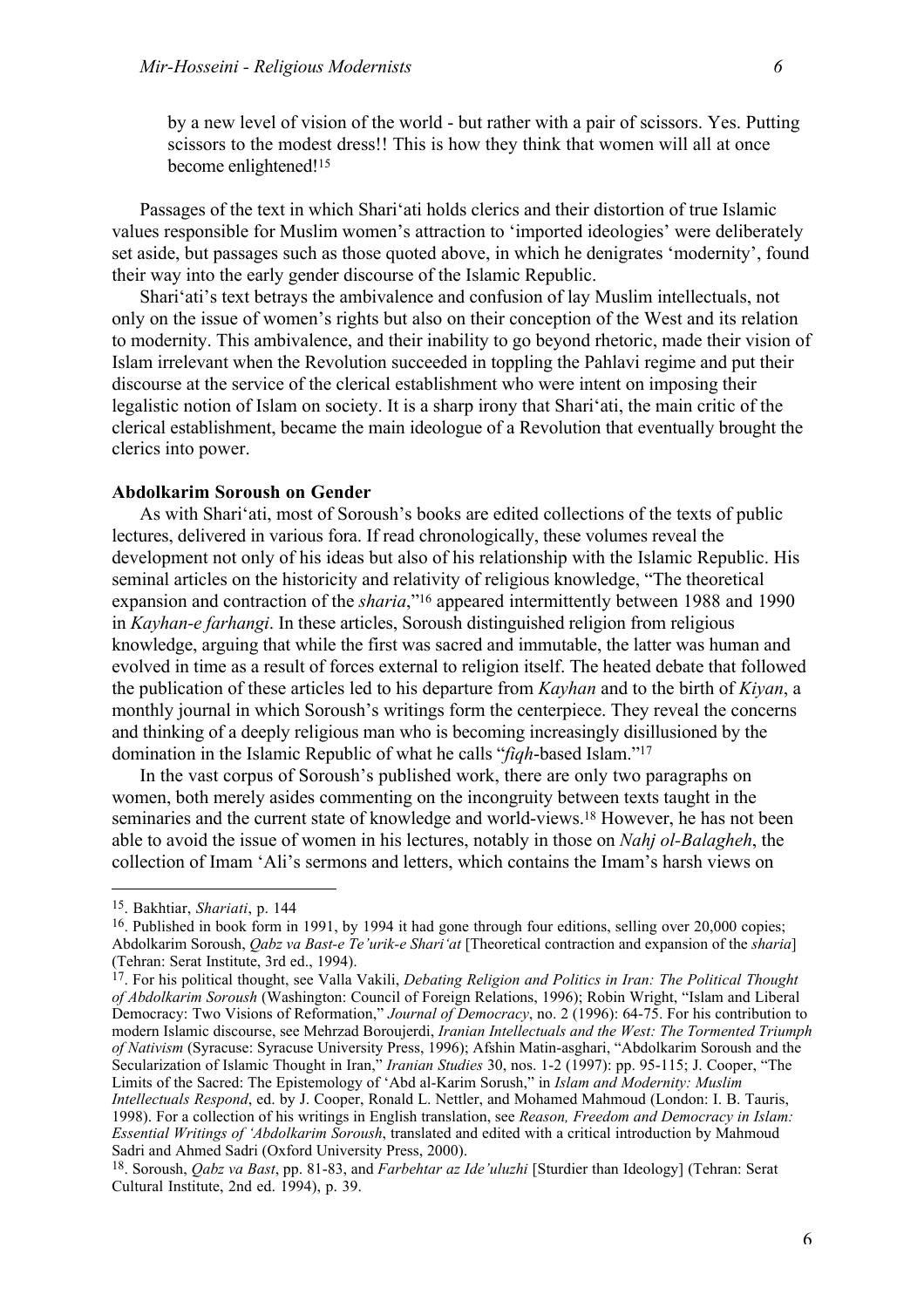by a new level of vision of the world - but rather with a pair of scissors. Yes. Putting scissors to the modest dress!! This is how they think that women will all at once become enlightened![15]

Passages of the text in which Shari'ati holds clerics and their distortion of true Islamic values responsible for Muslim women's attraction to 'imported ideologies' were deliberately set aside, but passages such as those quoted above, in which he denigrates 'modernity', found their way into the early gender discourse of the Islamic Republic.

Shari'ati's text betrays the ambivalence and confusion of lay Muslim intellectuals, not only on the issue of women's rights but also on their conception of the West and its relation to modernity. This ambivalence, and their inability to go beyond rhetoric, made their vision of Islam irrelevant when the Revolution succeeded in toppling the Pahlavi regime and put their discourse at the service of the clerical establishment who were intent on imposing their legalistic notion of Islam on society. It is a sharp irony that Shari'ati, the main critic of the clerical establishment, became the main ideologue of a Revolution that eventually brought the clerics into power.

**Abdolkarim Soroush on Gender**

As with Shari'ati, most of Soroush's books are edited collections of the texts of public lectures, delivered in various fora. If read chronologically, these volumes reveal the development not only of his ideas but also of his relationship with the Islamic Republic. His seminal articles on the historicity and relativity of religious knowledge, "The theoretical expansion and contraction of the *sharia*,"[16] appeared intermittently between 1988 and 1990 in *Kayhan-e farhangi*. In these articles, Soroush distinguished religion from religious knowledge, arguing that while the first was sacred and immutable, the latter was human and evolved in time as a result of forces external to religion itself. The heated debate that followed the publication of these articles led to his departure from *Kayhan* and to the birth of *Kiyan*, a monthly journal in which Soroush's writings form the centerpiece. They reveal the concerns and thinking of a deeply religious man who is becoming increasingly disillusioned by the domination in the Islamic Republic of what he calls "*fiqh*-based Islam."[17]

In the vast corpus of Soroush's published work, there are only two paragraphs on women, both merely asides commenting on the incongruity between texts taught in the seminaries and the current state of knowledge and world-views.[18] However, he has not been able to avoid the issue of women in his lectures, notably in those on *Nahj ol-Balagheh*, the collection of Imam 'Ali's sermons and letters, which contains the Imam's harsh views on

---

15. Bakhtiar, *Shariati*, p. 144

16. Published in book form in 1991, by 1994 it had gone through four editions, selling over 20,000 copies; Abdolkarim Soroush, *Qabz va Bast-e Te'urik-e Shari'at* [Theoretical contraction and expansion of the *sharia*] (Tehran: Serat Institute, 3rd ed., 1994).

17. For his political thought, see Valla Vakili, *Debating Religion and Politics in Iran: The Political Thought of Abdolkarim Soroush* (Washington: Council of Foreign Relations, 1996); Robin Wright, "Islam and Liberal Democracy: Two Visions of Reformation," *Journal of Democracy*, no. 2 (1996): 64-75. For his contribution to modern Islamic discourse, see Mehrzad Boroujerdi, *Iranian Intellectuals and the West: The Tormented Triumph of Nativism* (Syracuse: Syracuse University Press, 1996); Afshin Matin-asghari, "Abdolkarim Soroush and the Secularization of Islamic Thought in Iran," *Iranian Studies* 30, nos. 1-2 (1997): pp. 95-115; J. Cooper, "The Limits of the Sacred: The Epistemology of 'Abd al-Karim Sorush," in *Islam and Modernity: Muslim Intellectuals Respond*, ed. by J. Cooper, Ronald L. Nettler, and Mohamed Mahmoud (London: I. B. Tauris, 1998). For a collection of his writings in English translation, see *Reason, Freedom and Democracy in Islam: Essential Writings of 'Abdolkarim Soroush*, translated and edited with a critical introduction by Mahmoud Sadri and Ahmed Sadri (Oxford University Press, 2000).

18. Soroush, *Qabz va Bast*, pp. 81-83, and *Farbehtar az Ide'uluzhi* [Sturdier than Ideology] (Tehran: Serat Cultural Institute, 2nd ed. 1994), p. 39.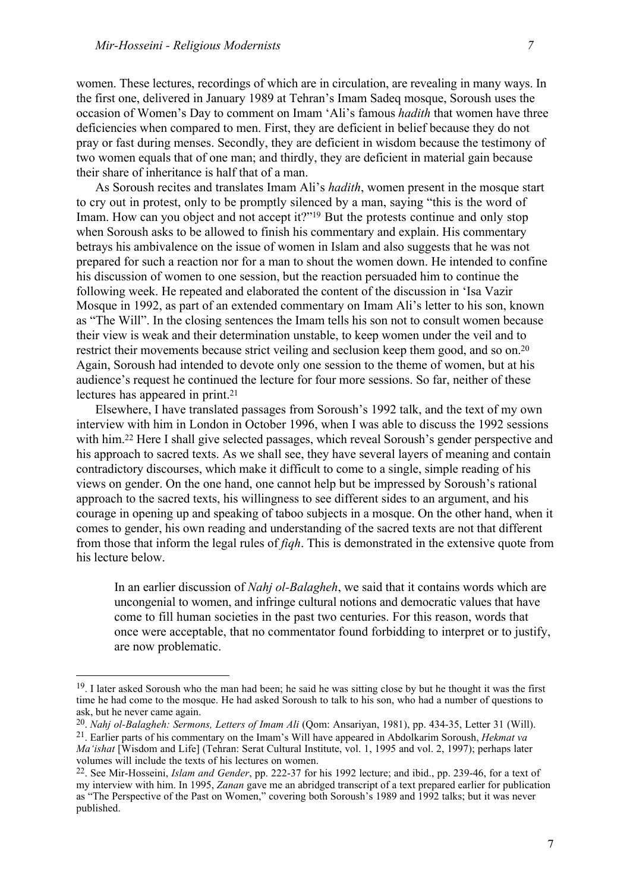women. These lectures, recordings of which are in circulation, are revealing in many ways. In the first one, delivered in January 1989 at Tehran's Imam Sadeq mosque, Soroush uses the occasion of Women's Day to comment on Imam 'Ali's famous *hadith* that women have three deficiencies when compared to men. First, they are deficient in belief because they do not pray or fast during menses. Secondly, they are deficient in wisdom because the testimony of two women equals that of one man; and thirdly, they are deficient in material gain because their share of inheritance is half that of a man.

As Soroush recites and translates Imam Ali's *hadith*, women present in the mosque start to cry out in protest, only to be promptly silenced by a man, saying "this is the word of Imam. How can you object and not accept it?"[19] But the protests continue and only stop when Soroush asks to be allowed to finish his commentary and explain. His commentary betrays his ambivalence on the issue of women in Islam and also suggests that he was not prepared for such a reaction nor for a man to shout the women down. He intended to confine his discussion of women to one session, but the reaction persuaded him to continue the following week. He repeated and elaborated the content of the discussion in 'Isa Vazir Mosque in 1992, as part of an extended commentary on Imam Ali's letter to his son, known as "The Will". In the closing sentences the Imam tells his son not to consult women because their view is weak and their determination unstable, to keep women under the veil and to restrict their movements because strict veiling and seclusion keep them good, and so on.[20] Again, Soroush had intended to devote only one session to the theme of women, but at his audience's request he continued the lecture for four more sessions. So far, neither of these lectures has appeared in print.[21]

Elsewhere, I have translated passages from Soroush's 1992 talk, and the text of my own interview with him in London in October 1996, when I was able to discuss the 1992 sessions with him.[22] Here I shall give selected passages, which reveal Soroush's gender perspective and his approach to sacred texts. As we shall see, they have several layers of meaning and contain contradictory discourses, which make it difficult to come to a single, simple reading of his views on gender. On the one hand, one cannot help but be impressed by Soroush's rational approach to the sacred texts, his willingness to see different sides to an argument, and his courage in opening up and speaking of taboo subjects in a mosque. On the other hand, when it comes to gender, his own reading and understanding of the sacred texts are not that different from those that inform the legal rules of *fiqh*. This is demonstrated in the extensive quote from his lecture below.

> In an earlier discussion of *Nahj ol-Balagheh*, we said that it contains words which are uncongenial to women, and infringe cultural notions and democratic values that have come to fill human societies in the past two centuries. For this reason, words that once were acceptable, that no commentator found forbidding to interpret or to justify, are now problematic.

---

[19]. I later asked Soroush who the man had been; he said he was sitting close by but he thought it was the first time he had come to the mosque. He had asked Soroush to talk to his son, who had a number of questions to ask, but he never came again.

[20]. *Nahj ol-Balagheh: Sermons, Letters of Imam Ali* (Qom: Ansariyan, 1981), pp. 434-35, Letter 31 (Will).

[21]. Earlier parts of his commentary on the Imam's Will have appeared in Abdolkarim Soroush, *Hekmat va Ma'ishat* [Wisdom and Life] (Tehran: Serat Cultural Institute, vol. 1, 1995 and vol. 2, 1997); perhaps later volumes will include the texts of his lectures on women.

[22]. See Mir-Hosseini, *Islam and Gender*, pp. 222-37 for his 1992 lecture; and ibid., pp. 239-46, for a text of my interview with him. In 1995, *Zanan* gave me an abridged transcript of a text prepared earlier for publication as "The Perspective of the Past on Women," covering both Soroush's 1989 and 1992 talks; but it was never published.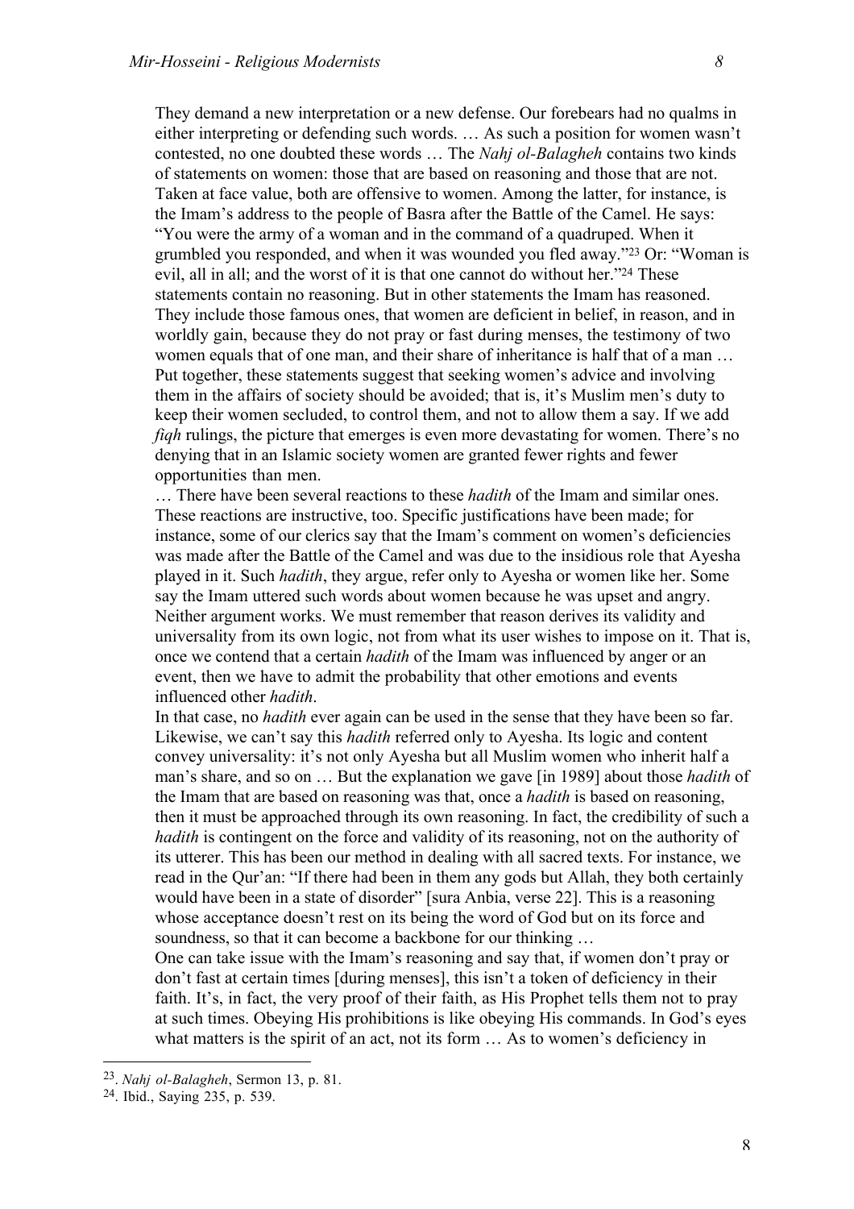They demand a new interpretation or a new defense. Our forebears had no qualms in either interpreting or defending such words. … As such a position for women wasn't contested, no one doubted these words … The *Nahj ol-Balagheh* contains two kinds of statements on women: those that are based on reasoning and those that are not. Taken at face value, both are offensive to women. Among the latter, for instance, is the Imam's address to the people of Basra after the Battle of the Camel. He says: "You were the army of a woman and in the command of a quadruped. When it grumbled you responded, and when it was wounded you fled away."[23] Or: "Woman is evil, all in all; and the worst of it is that one cannot do without her."[24] These statements contain no reasoning. But in other statements the Imam has reasoned. They include those famous ones, that women are deficient in belief, in reason, and in worldly gain, because they do not pray or fast during menses, the testimony of two women equals that of one man, and their share of inheritance is half that of a man … Put together, these statements suggest that seeking women's advice and involving them in the affairs of society should be avoided; that is, it's Muslim men's duty to keep their women secluded, to control them, and not to allow them a say. If we add *fiqh* rulings, the picture that emerges is even more devastating for women. There's no denying that in an Islamic society women are granted fewer rights and fewer opportunities than men.

… There have been several reactions to these *hadith* of the Imam and similar ones. These reactions are instructive, too. Specific justifications have been made; for instance, some of our clerics say that the Imam's comment on women's deficiencies was made after the Battle of the Camel and was due to the insidious role that Ayesha played in it. Such *hadith*, they argue, refer only to Ayesha or women like her. Some say the Imam uttered such words about women because he was upset and angry. Neither argument works. We must remember that reason derives its validity and universality from its own logic, not from what its user wishes to impose on it. That is, once we contend that a certain *hadith* of the Imam was influenced by anger or an event, then we have to admit the probability that other emotions and events influenced other *hadith*.

In that case, no *hadith* ever again can be used in the sense that they have been so far. Likewise, we can't say this *hadith* referred only to Ayesha. Its logic and content convey universality: it's not only Ayesha but all Muslim women who inherit half a man's share, and so on … But the explanation we gave [in 1989] about those *hadith* of the Imam that are based on reasoning was that, once a *hadith* is based on reasoning, then it must be approached through its own reasoning. In fact, the credibility of such a *hadith* is contingent on the force and validity of its reasoning, not on the authority of its utterer. This has been our method in dealing with all sacred texts. For instance, we read in the Qur'an: "If there had been in them any gods but Allah, they both certainly would have been in a state of disorder" [sura Anbia, verse 22]. This is a reasoning whose acceptance doesn't rest on its being the word of God but on its force and soundness, so that it can become a backbone for our thinking …

One can take issue with the Imam's reasoning and say that, if women don't pray or don't fast at certain times [during menses], this isn't a token of deficiency in their faith. It's, in fact, the very proof of their faith, as His Prophet tells them not to pray at such times. Obeying His prohibitions is like obeying His commands. In God's eyes what matters is the spirit of an act, not its form … As to women's deficiency in

---

[23]. *Nahj ol-Balagheh*, Sermon 13, p. 81.

[24]. Ibid., Saying 235, p. 539.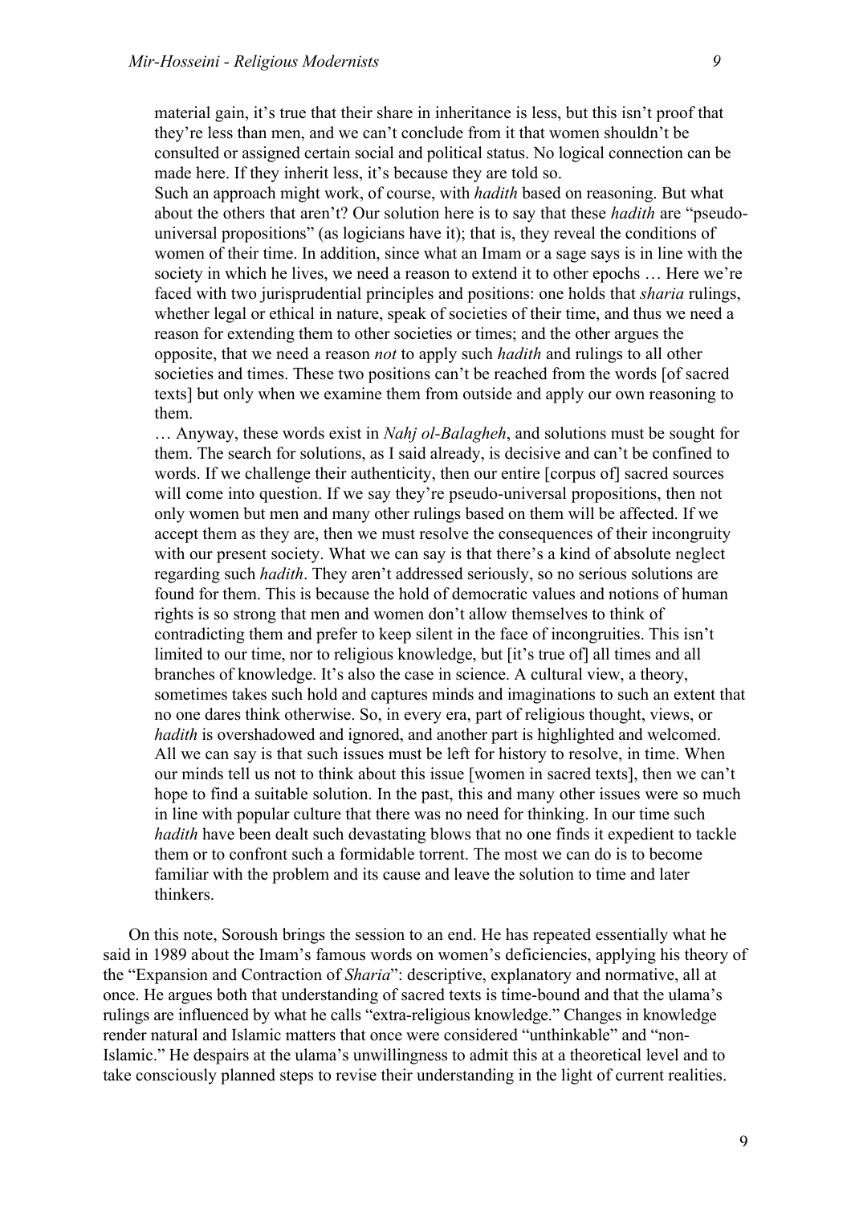> material gain, it's true that their share in inheritance is less, but this isn't proof that they're less than men, and we can't conclude from it that women shouldn't be consulted or assigned certain social and political status. No logical connection can be made here. If they inherit less, it's because they are told so.
>
> Such an approach might work, of course, with *hadith* based on reasoning. But what about the others that aren't? Our solution here is to say that these *hadith* are "pseudo-universal propositions" (as logicians have it); that is, they reveal the conditions of women of their time. In addition, since what an Imam or a sage says is in line with the society in which he lives, we need a reason to extend it to other epochs … Here we're faced with two jurisprudential principles and positions: one holds that *sharia* rulings, whether legal or ethical in nature, speak of societies of their time, and thus we need a reason for extending them to other societies or times; and the other argues the opposite, that we need a reason *not* to apply such *hadith* and rulings to all other societies and times. These two positions can't be reached from the words [of sacred texts] but only when we examine them from outside and apply our own reasoning to them.
>
> … Anyway, these words exist in *Nahj ol-Balagheh*, and solutions must be sought for them. The search for solutions, as I said already, is decisive and can't be confined to words. If we challenge their authenticity, then our entire [corpus of] sacred sources will come into question. If we say they're pseudo-universal propositions, then not only women but men and many other rulings based on them will be affected. If we accept them as they are, then we must resolve the consequences of their incongruity with our present society. What we can say is that there's a kind of absolute neglect regarding such *hadith*. They aren't addressed seriously, so no serious solutions are found for them. This is because the hold of democratic values and notions of human rights is so strong that men and women don't allow themselves to think of contradicting them and prefer to keep silent in the face of incongruities. This isn't limited to our time, nor to religious knowledge, but [it's true of] all times and all branches of knowledge. It's also the case in science. A cultural view, a theory, sometimes takes such hold and captures minds and imaginations to such an extent that no one dares think otherwise. So, in every era, part of religious thought, views, or *hadith* is overshadowed and ignored, and another part is highlighted and welcomed. All we can say is that such issues must be left for history to resolve, in time. When our minds tell us not to think about this issue [women in sacred texts], then we can't hope to find a suitable solution. In the past, this and many other issues were so much in line with popular culture that there was no need for thinking. In our time such *hadith* have been dealt such devastating blows that no one finds it expedient to tackle them or to confront such a formidable torrent. The most we can do is to become familiar with the problem and its cause and leave the solution to time and later thinkers.

On this note, Soroush brings the session to an end. He has repeated essentially what he said in 1989 about the Imam's famous words on women's deficiencies, applying his theory of the "Expansion and Contraction of *Sharia*": descriptive, explanatory and normative, all at once. He argues both that understanding of sacred texts is time-bound and that the ulama's rulings are influenced by what he calls "extra-religious knowledge." Changes in knowledge render natural and Islamic matters that once were considered "unthinkable" and "non-Islamic." He despairs at the ulama's unwillingness to admit this at a theoretical level and to take consciously planned steps to revise their understanding in the light of current realities.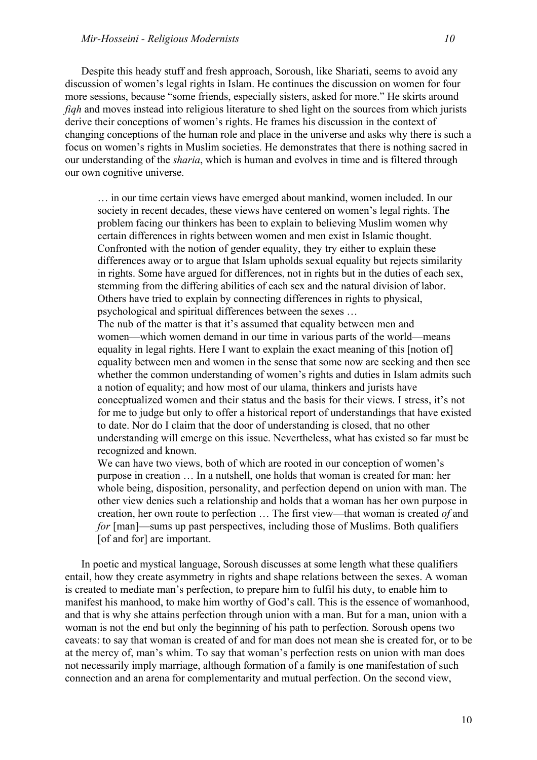Despite this heady stuff and fresh approach, Soroush, like Shariati, seems to avoid any discussion of women's legal rights in Islam. He continues the discussion on women for four more sessions, because "some friends, especially sisters, asked for more." He skirts around *fiqh* and moves instead into religious literature to shed light on the sources from which jurists derive their conceptions of women's rights. He frames his discussion in the context of changing conceptions of the human role and place in the universe and asks why there is such a focus on women's rights in Muslim societies. He demonstrates that there is nothing sacred in our understanding of the *sharia*, which is human and evolves in time and is filtered through our own cognitive universe.

> … in our time certain views have emerged about mankind, women included. In our society in recent decades, these views have centered on women's legal rights. The problem facing our thinkers has been to explain to believing Muslim women why certain differences in rights between women and men exist in Islamic thought. Confronted with the notion of gender equality, they try either to explain these differences away or to argue that Islam upholds sexual equality but rejects similarity in rights. Some have argued for differences, not in rights but in the duties of each sex, stemming from the differing abilities of each sex and the natural division of labor. Others have tried to explain by connecting differences in rights to physical, psychological and spiritual differences between the sexes …
>
> The nub of the matter is that it's assumed that equality between men and women—which women demand in our time in various parts of the world—means equality in legal rights. Here I want to explain the exact meaning of this [notion of] equality between men and women in the sense that some now are seeking and then see whether the common understanding of women's rights and duties in Islam admits such a notion of equality; and how most of our ulama, thinkers and jurists have conceptualized women and their status and the basis for their views. I stress, it's not for me to judge but only to offer a historical report of understandings that have existed to date. Nor do I claim that the door of understanding is closed, that no other understanding will emerge on this issue. Nevertheless, what has existed so far must be recognized and known.
>
> We can have two views, both of which are rooted in our conception of women's purpose in creation … In a nutshell, one holds that woman is created for man: her whole being, disposition, personality, and perfection depend on union with man. The other view denies such a relationship and holds that a woman has her own purpose in creation, her own route to perfection … The first view—that woman is created *of* and *for* [man]—sums up past perspectives, including those of Muslims. Both qualifiers [of and for] are important.

In poetic and mystical language, Soroush discusses at some length what these qualifiers entail, how they create asymmetry in rights and shape relations between the sexes. A woman is created to mediate man's perfection, to prepare him to fulfil his duty, to enable him to manifest his manhood, to make him worthy of God's call. This is the essence of womanhood, and that is why she attains perfection through union with a man. But for a man, union with a woman is not the end but only the beginning of his path to perfection. Soroush opens two caveats: to say that woman is created of and for man does not mean she is created for, or to be at the mercy of, man's whim. To say that woman's perfection rests on union with man does not necessarily imply marriage, although formation of a family is one manifestation of such connection and an arena for complementarity and mutual perfection. On the second view,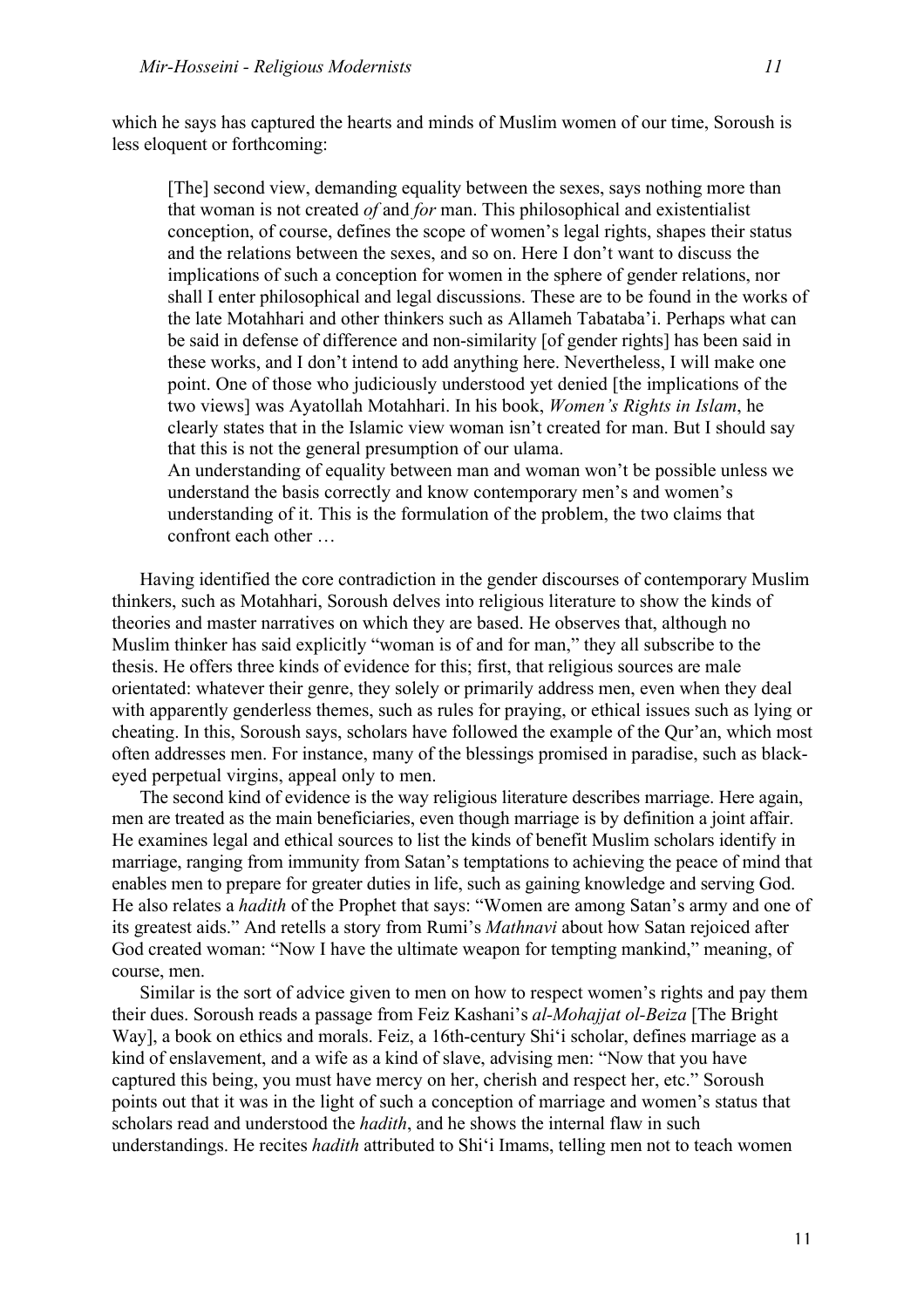which he says has captured the hearts and minds of Muslim women of our time, Soroush is less eloquent or forthcoming:

> [The] second view, demanding equality between the sexes, says nothing more than that woman is not created *of* and *for* man. This philosophical and existentialist conception, of course, defines the scope of women's legal rights, shapes their status and the relations between the sexes, and so on. Here I don't want to discuss the implications of such a conception for women in the sphere of gender relations, nor shall I enter philosophical and legal discussions. These are to be found in the works of the late Motahhari and other thinkers such as Allameh Tabataba'i. Perhaps what can be said in defense of difference and non-similarity [of gender rights] has been said in these works, and I don't intend to add anything here. Nevertheless, I will make one point. One of those who judiciously understood yet denied [the implications of the two views] was Ayatollah Motahhari. In his book, *Women's Rights in Islam*, he clearly states that in the Islamic view woman isn't created for man. But I should say that this is not the general presumption of our ulama.
>
> An understanding of equality between man and woman won't be possible unless we understand the basis correctly and know contemporary men's and women's understanding of it. This is the formulation of the problem, the two claims that confront each other …

Having identified the core contradiction in the gender discourses of contemporary Muslim thinkers, such as Motahhari, Soroush delves into religious literature to show the kinds of theories and master narratives on which they are based. He observes that, although no Muslim thinker has said explicitly "woman is of and for man," they all subscribe to the thesis. He offers three kinds of evidence for this; first, that religious sources are male orientated: whatever their genre, they solely or primarily address men, even when they deal with apparently genderless themes, such as rules for praying, or ethical issues such as lying or cheating. In this, Soroush says, scholars have followed the example of the Qur'an, which most often addresses men. For instance, many of the blessings promised in paradise, such as black-eyed perpetual virgins, appeal only to men.

The second kind of evidence is the way religious literature describes marriage. Here again, men are treated as the main beneficiaries, even though marriage is by definition a joint affair. He examines legal and ethical sources to list the kinds of benefit Muslim scholars identify in marriage, ranging from immunity from Satan's temptations to achieving the peace of mind that enables men to prepare for greater duties in life, such as gaining knowledge and serving God. He also relates a *hadith* of the Prophet that says: "Women are among Satan's army and one of its greatest aids." And retells a story from Rumi's *Mathnavi* about how Satan rejoiced after God created woman: "Now I have the ultimate weapon for tempting mankind," meaning, of course, men.

Similar is the sort of advice given to men on how to respect women's rights and pay them their dues. Soroush reads a passage from Feiz Kashani's *al-Mohajjat ol-Beiza* [The Bright Way], a book on ethics and morals. Feiz, a 16th-century Shi'i scholar, defines marriage as a kind of enslavement, and a wife as a kind of slave, advising men: "Now that you have captured this being, you must have mercy on her, cherish and respect her, etc." Soroush points out that it was in the light of such a conception of marriage and women's status that scholars read and understood the *hadith*, and he shows the internal flaw in such understandings. He recites *hadith* attributed to Shi'i Imams, telling men not to teach women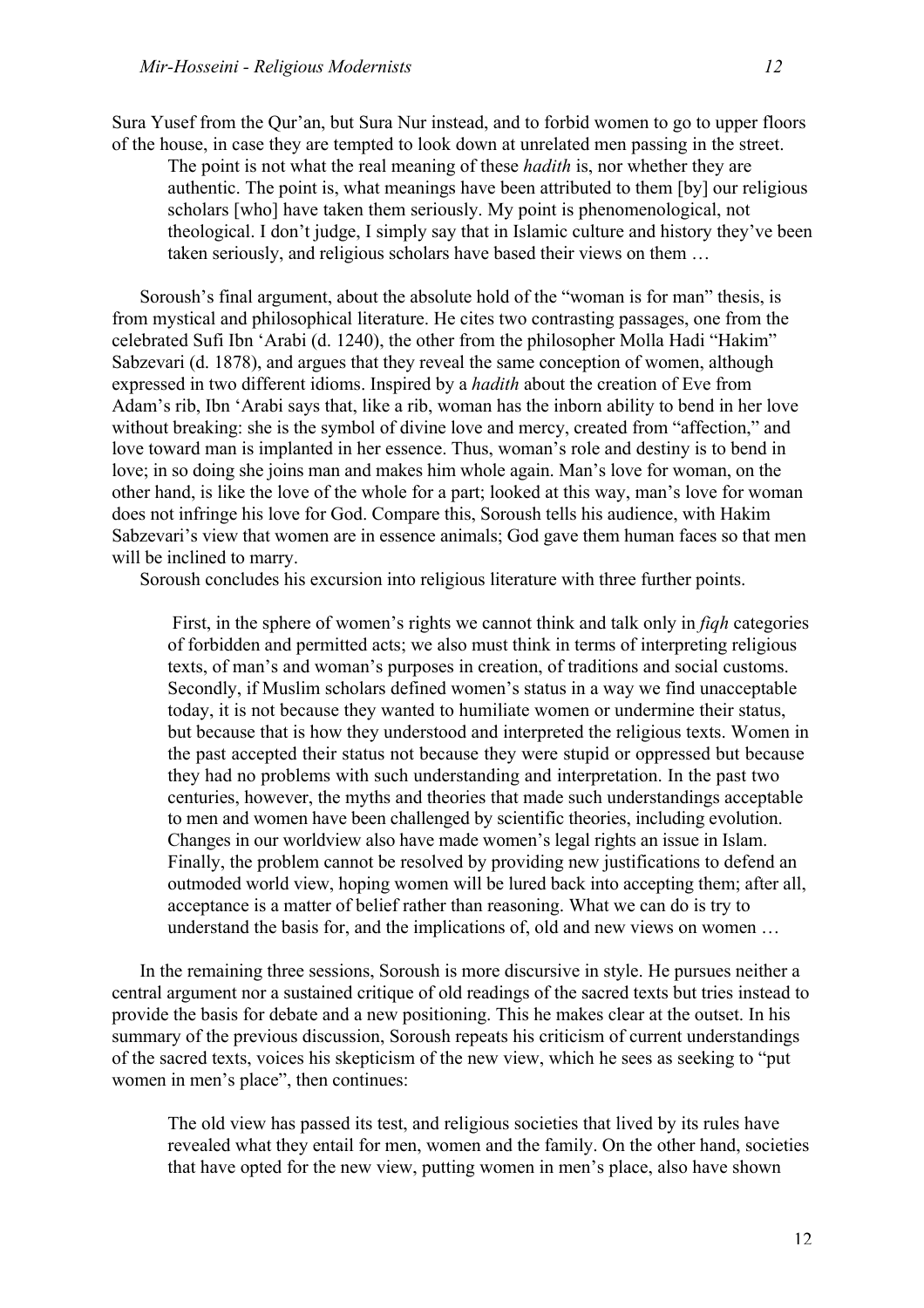Sura Yusef from the Qur'an, but Sura Nur instead, and to forbid women to go to upper floors of the house, in case they are tempted to look down at unrelated men passing in the street.

> The point is not what the real meaning of these *hadith* is, nor whether they are authentic. The point is, what meanings have been attributed to them [by] our religious scholars [who] have taken them seriously. My point is phenomenological, not theological. I don't judge, I simply say that in Islamic culture and history they've been taken seriously, and religious scholars have based their views on them …

Soroush's final argument, about the absolute hold of the "woman is for man" thesis, is from mystical and philosophical literature. He cites two contrasting passages, one from the celebrated Sufi Ibn 'Arabi (d. 1240), the other from the philosopher Molla Hadi "Hakim" Sabzevari (d. 1878), and argues that they reveal the same conception of women, although expressed in two different idioms. Inspired by a *hadith* about the creation of Eve from Adam's rib, Ibn 'Arabi says that, like a rib, woman has the inborn ability to bend in her love without breaking: she is the symbol of divine love and mercy, created from "affection," and love toward man is implanted in her essence. Thus, woman's role and destiny is to bend in love; in so doing she joins man and makes him whole again. Man's love for woman, on the other hand, is like the love of the whole for a part; looked at this way, man's love for woman does not infringe his love for God. Compare this, Soroush tells his audience, with Hakim Sabzevari's view that women are in essence animals; God gave them human faces so that men will be inclined to marry.

Soroush concludes his excursion into religious literature with three further points.

> First, in the sphere of women's rights we cannot think and talk only in *fiqh* categories of forbidden and permitted acts; we also must think in terms of interpreting religious texts, of man's and woman's purposes in creation, of traditions and social customs. Secondly, if Muslim scholars defined women's status in a way we find unacceptable today, it is not because they wanted to humiliate women or undermine their status, but because that is how they understood and interpreted the religious texts. Women in the past accepted their status not because they were stupid or oppressed but because they had no problems with such understanding and interpretation. In the past two centuries, however, the myths and theories that made such understandings acceptable to men and women have been challenged by scientific theories, including evolution. Changes in our worldview also have made women's legal rights an issue in Islam. Finally, the problem cannot be resolved by providing new justifications to defend an outmoded world view, hoping women will be lured back into accepting them; after all, acceptance is a matter of belief rather than reasoning. What we can do is try to understand the basis for, and the implications of, old and new views on women …

In the remaining three sessions, Soroush is more discursive in style. He pursues neither a central argument nor a sustained critique of old readings of the sacred texts but tries instead to provide the basis for debate and a new positioning. This he makes clear at the outset. In his summary of the previous discussion, Soroush repeats his criticism of current understandings of the sacred texts, voices his skepticism of the new view, which he sees as seeking to "put women in men's place", then continues:

> The old view has passed its test, and religious societies that lived by its rules have revealed what they entail for men, women and the family. On the other hand, societies that have opted for the new view, putting women in men's place, also have shown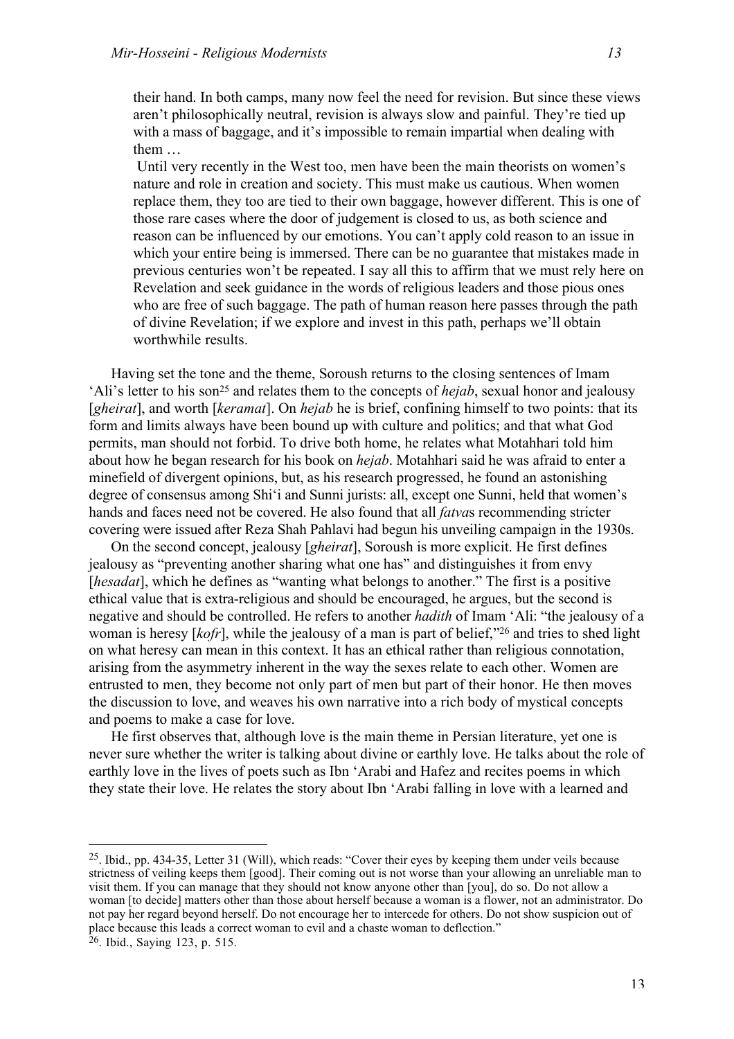> their hand. In both camps, many now feel the need for revision. But since these views aren't philosophically neutral, revision is always slow and painful. They're tied up with a mass of baggage, and it's impossible to remain impartial when dealing with them …
>
> Until very recently in the West too, men have been the main theorists on women's nature and role in creation and society. This must make us cautious. When women replace them, they too are tied to their own baggage, however different. This is one of those rare cases where the door of judgement is closed to us, as both science and reason can be influenced by our emotions. You can't apply cold reason to an issue in which your entire being is immersed. There can be no guarantee that mistakes made in previous centuries won't be repeated. I say all this to affirm that we must rely here on Revelation and seek guidance in the words of religious leaders and those pious ones who are free of such baggage. The path of human reason here passes through the path of divine Revelation; if we explore and invest in this path, perhaps we'll obtain worthwhile results.

Having set the tone and the theme, Soroush returns to the closing sentences of Imam 'Ali's letter to his son[25] and relates them to the concepts of *hejab*, sexual honor and jealousy [*gheirat*], and worth [*keramat*]. On *hejab* he is brief, confining himself to two points: that its form and limits always have been bound up with culture and politics; and that what God permits, man should not forbid. To drive both home, he relates what Motahhari told him about how he began research for his book on *hejab*. Motahhari said he was afraid to enter a minefield of divergent opinions, but, as his research progressed, he found an astonishing degree of consensus among Shi'i and Sunni jurists: all, except one Sunni, held that women's hands and faces need not be covered. He also found that all *fatva*s recommending stricter covering were issued after Reza Shah Pahlavi had begun his unveiling campaign in the 1930s.

On the second concept, jealousy [*gheirat*], Soroush is more explicit. He first defines jealousy as "preventing another sharing what one has" and distinguishes it from envy [*hesadat*], which he defines as "wanting what belongs to another." The first is a positive ethical value that is extra-religious and should be encouraged, he argues, but the second is negative and should be controlled. He refers to another *hadith* of Imam 'Ali: "the jealousy of a woman is heresy [*kofr*], while the jealousy of a man is part of belief,"[26] and tries to shed light on what heresy can mean in this context. It has an ethical rather than religious connotation, arising from the asymmetry inherent in the way the sexes relate to each other. Women are entrusted to men, they become not only part of men but part of their honor. He then moves the discussion to love, and weaves his own narrative into a rich body of mystical concepts and poems to make a case for love.

He first observes that, although love is the main theme in Persian literature, yet one is never sure whether the writer is talking about divine or earthly love. He talks about the role of earthly love in the lives of poets such as Ibn 'Arabi and Hafez and recites poems in which they state their love. He relates the story about Ibn 'Arabi falling in love with a learned and

---

[25]. Ibid., pp. 434-35, Letter 31 (Will), which reads: "Cover their eyes by keeping them under veils because strictness of veiling keeps them [good]. Their coming out is not worse than your allowing an unreliable man to visit them. If you can manage that they should not know anyone other than [you], do so. Do not allow a woman [to decide] matters other than those about herself because a woman is a flower, not an administrator. Do not pay her regard beyond herself. Do not encourage her to intercede for others. Do not show suspicion out of place because this leads a correct woman to evil and a chaste woman to deflection."

[26]. Ibid., Saying 123, p. 515.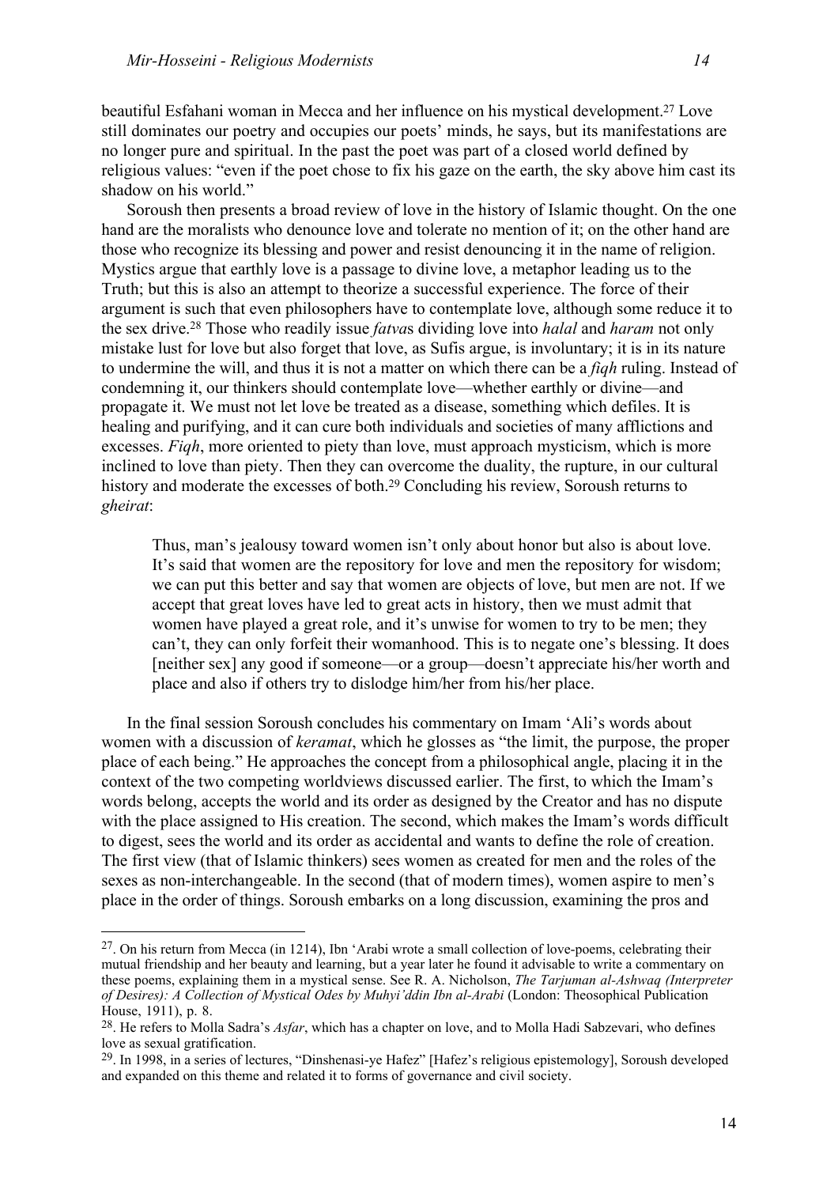beautiful Esfahani woman in Mecca and her influence on his mystical development.[27] Love still dominates our poetry and occupies our poets' minds, he says, but its manifestations are no longer pure and spiritual. In the past the poet was part of a closed world defined by religious values: "even if the poet chose to fix his gaze on the earth, the sky above him cast its shadow on his world."

Soroush then presents a broad review of love in the history of Islamic thought. On the one hand are the moralists who denounce love and tolerate no mention of it; on the other hand are those who recognize its blessing and power and resist denouncing it in the name of religion. Mystics argue that earthly love is a passage to divine love, a metaphor leading us to the Truth; but this is also an attempt to theorize a successful experience. The force of their argument is such that even philosophers have to contemplate love, although some reduce it to the sex drive.[28] Those who readily issue *fatva*s dividing love into *halal* and *haram* not only mistake lust for love but also forget that love, as Sufis argue, is involuntary; it is in its nature to undermine the will, and thus it is not a matter on which there can be a *fiqh* ruling. Instead of condemning it, our thinkers should contemplate love—whether earthly or divine—and propagate it. We must not let love be treated as a disease, something which defiles. It is healing and purifying, and it can cure both individuals and societies of many afflictions and excesses. *Fiqh*, more oriented to piety than love, must approach mysticism, which is more inclined to love than piety. Then they can overcome the duality, the rupture, in our cultural history and moderate the excesses of both.[29] Concluding his review, Soroush returns to *gheirat*:

> Thus, man's jealousy toward women isn't only about honor but also is about love. It's said that women are the repository for love and men the repository for wisdom; we can put this better and say that women are objects of love, but men are not. If we accept that great loves have led to great acts in history, then we must admit that women have played a great role, and it's unwise for women to try to be men; they can't, they can only forfeit their womanhood. This is to negate one's blessing. It does [neither sex] any good if someone—or a group—doesn't appreciate his/her worth and place and also if others try to dislodge him/her from his/her place.

In the final session Soroush concludes his commentary on Imam 'Ali's words about women with a discussion of *keramat*, which he glosses as "the limit, the purpose, the proper place of each being." He approaches the concept from a philosophical angle, placing it in the context of the two competing worldviews discussed earlier. The first, to which the Imam's words belong, accepts the world and its order as designed by the Creator and has no dispute with the place assigned to His creation. The second, which makes the Imam's words difficult to digest, sees the world and its order as accidental and wants to define the role of creation. The first view (that of Islamic thinkers) sees women as created for men and the roles of the sexes as non-interchangeable. In the second (that of modern times), women aspire to men's place in the order of things. Soroush embarks on a long discussion, examining the pros and

---

[27]. On his return from Mecca (in 1214), Ibn 'Arabi wrote a small collection of love-poems, celebrating their mutual friendship and her beauty and learning, but a year later he found it advisable to write a commentary on these poems, explaining them in a mystical sense. See R. A. Nicholson, *The Tarjuman al-Ashwaq (Interpreter of Desires): A Collection of Mystical Odes by Muhyi'ddin Ibn al-Arabi* (London: Theosophical Publication House, 1911), p. 8.

[28]. He refers to Molla Sadra's *Asfar*, which has a chapter on love, and to Molla Hadi Sabzevari, who defines love as sexual gratification.

[29]. In 1998, in a series of lectures, "Dinshenasi-ye Hafez" [Hafez's religious epistemology], Soroush developed and expanded on this theme and related it to forms of governance and civil society.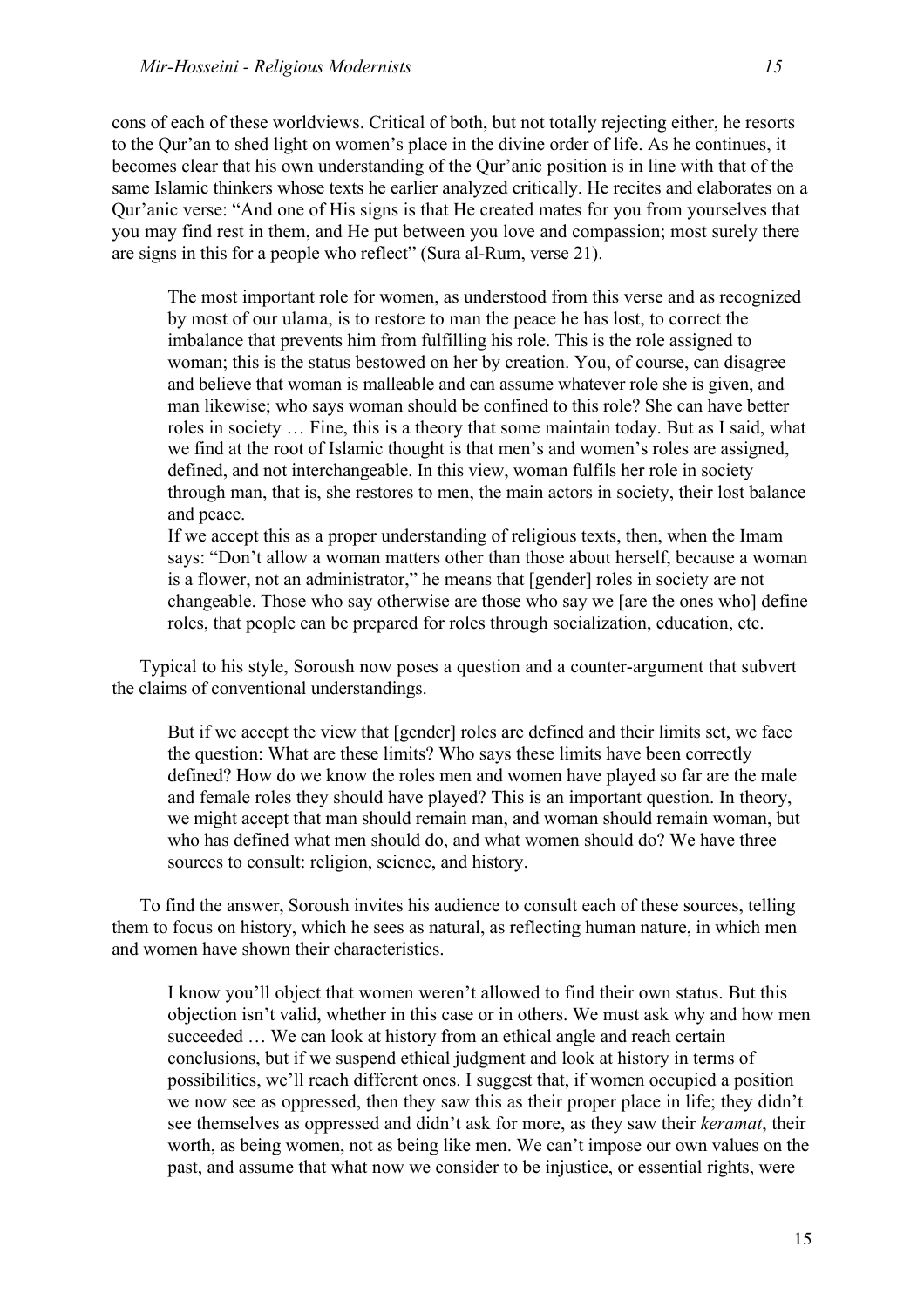cons of each of these worldviews. Critical of both, but not totally rejecting either, he resorts to the Qur'an to shed light on women's place in the divine order of life. As he continues, it becomes clear that his own understanding of the Qur'anic position is in line with that of the same Islamic thinkers whose texts he earlier analyzed critically. He recites and elaborates on a Qur'anic verse: "And one of His signs is that He created mates for you from yourselves that you may find rest in them, and He put between you love and compassion; most surely there are signs in this for a people who reflect" (Sura al-Rum, verse 21).

> The most important role for women, as understood from this verse and as recognized by most of our ulama, is to restore to man the peace he has lost, to correct the imbalance that prevents him from fulfilling his role. This is the role assigned to woman; this is the status bestowed on her by creation. You, of course, can disagree and believe that woman is malleable and can assume whatever role she is given, and man likewise; who says woman should be confined to this role? She can have better roles in society … Fine, this is a theory that some maintain today. But as I said, what we find at the root of Islamic thought is that men's and women's roles are assigned, defined, and not interchangeable. In this view, woman fulfils her role in society through man, that is, she restores to men, the main actors in society, their lost balance and peace.
>
> If we accept this as a proper understanding of religious texts, then, when the Imam says: "Don't allow a woman matters other than those about herself, because a woman is a flower, not an administrator," he means that [gender] roles in society are not changeable. Those who say otherwise are those who say we [are the ones who] define roles, that people can be prepared for roles through socialization, education, etc.

Typical to his style, Soroush now poses a question and a counter-argument that subvert the claims of conventional understandings.

> But if we accept the view that [gender] roles are defined and their limits set, we face the question: What are these limits? Who says these limits have been correctly defined? How do we know the roles men and women have played so far are the male and female roles they should have played? This is an important question. In theory, we might accept that man should remain man, and woman should remain woman, but who has defined what men should do, and what women should do? We have three sources to consult: religion, science, and history.

To find the answer, Soroush invites his audience to consult each of these sources, telling them to focus on history, which he sees as natural, as reflecting human nature, in which men and women have shown their characteristics.

> I know you'll object that women weren't allowed to find their own status. But this objection isn't valid, whether in this case or in others. We must ask why and how men succeeded … We can look at history from an ethical angle and reach certain conclusions, but if we suspend ethical judgment and look at history in terms of possibilities, we'll reach different ones. I suggest that, if women occupied a position we now see as oppressed, then they saw this as their proper place in life; they didn't see themselves as oppressed and didn't ask for more, as they saw their *keramat*, their worth, as being women, not as being like men. We can't impose our own values on the past, and assume that what now we consider to be injustice, or essential rights, were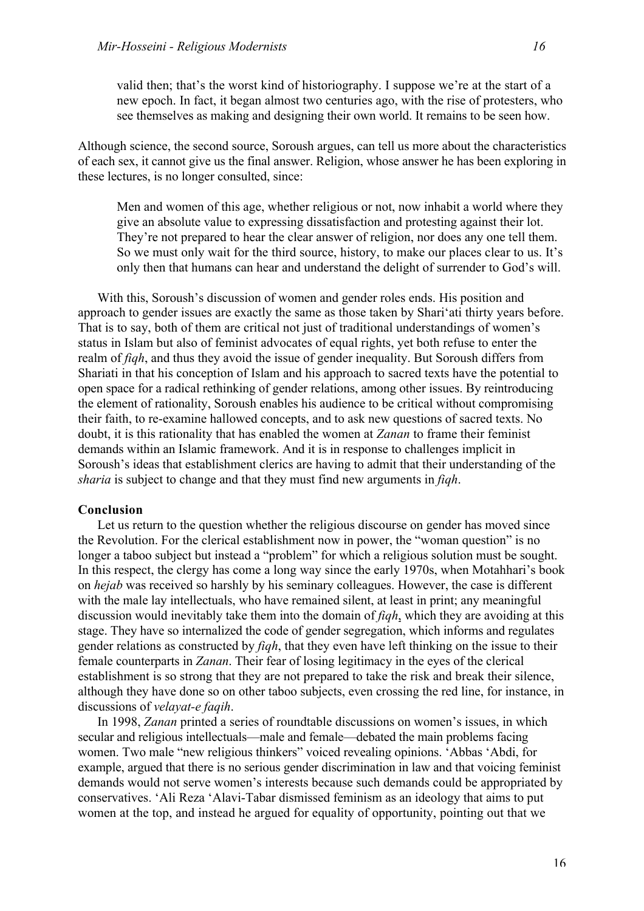> valid then; that's the worst kind of historiography. I suppose we're at the start of a new epoch. In fact, it began almost two centuries ago, with the rise of protesters, who see themselves as making and designing their own world. It remains to be seen how.

Although science, the second source, Soroush argues, can tell us more about the characteristics of each sex, it cannot give us the final answer. Religion, whose answer he has been exploring in these lectures, is no longer consulted, since:

> Men and women of this age, whether religious or not, now inhabit a world where they give an absolute value to expressing dissatisfaction and protesting against their lot. They're not prepared to hear the clear answer of religion, nor does any one tell them. So we must only wait for the third source, history, to make our places clear to us. It's only then that humans can hear and understand the delight of surrender to God's will.

With this, Soroush's discussion of women and gender roles ends. His position and approach to gender issues are exactly the same as those taken by Shari'ati thirty years before. That is to say, both of them are critical not just of traditional understandings of women's status in Islam but also of feminist advocates of equal rights, yet both refuse to enter the realm of *fiqh*, and thus they avoid the issue of gender inequality. But Soroush differs from Shariati in that his conception of Islam and his approach to sacred texts have the potential to open space for a radical rethinking of gender relations, among other issues. By reintroducing the element of rationality, Soroush enables his audience to be critical without compromising their faith, to re-examine hallowed concepts, and to ask new questions of sacred texts. No doubt, it is this rationality that has enabled the women at *Zanan* to frame their feminist demands within an Islamic framework. And it is in response to challenges implicit in Soroush's ideas that establishment clerics are having to admit that their understanding of the *sharia* is subject to change and that they must find new arguments in *fiqh*.

**Conclusion**

Let us return to the question whether the religious discourse on gender has moved since the Revolution. For the clerical establishment now in power, the "woman question" is no longer a taboo subject but instead a "problem" for which a religious solution must be sought. In this respect, the clergy has come a long way since the early 1970s, when Motahhari's book on *hejab* was received so harshly by his seminary colleagues. However, the case is different with the male lay intellectuals, who have remained silent, at least in print; any meaningful discussion would inevitably take them into the domain of *fiqh*, which they are avoiding at this stage. They have so internalized the code of gender segregation, which informs and regulates gender relations as constructed by *fiqh*, that they even have left thinking on the issue to their female counterparts in *Zanan*. Their fear of losing legitimacy in the eyes of the clerical establishment is so strong that they are not prepared to take the risk and break their silence, although they have done so on other taboo subjects, even crossing the red line, for instance, in discussions of *velayat-e faqih*.

In 1998, *Zanan* printed a series of roundtable discussions on women's issues, in which secular and religious intellectuals—male and female—debated the main problems facing women. Two male "new religious thinkers" voiced revealing opinions. 'Abbas 'Abdi, for example, argued that there is no serious gender discrimination in law and that voicing feminist demands would not serve women's interests because such demands could be appropriated by conservatives. 'Ali Reza 'Alavi-Tabar dismissed feminism as an ideology that aims to put women at the top, and instead he argued for equality of opportunity, pointing out that we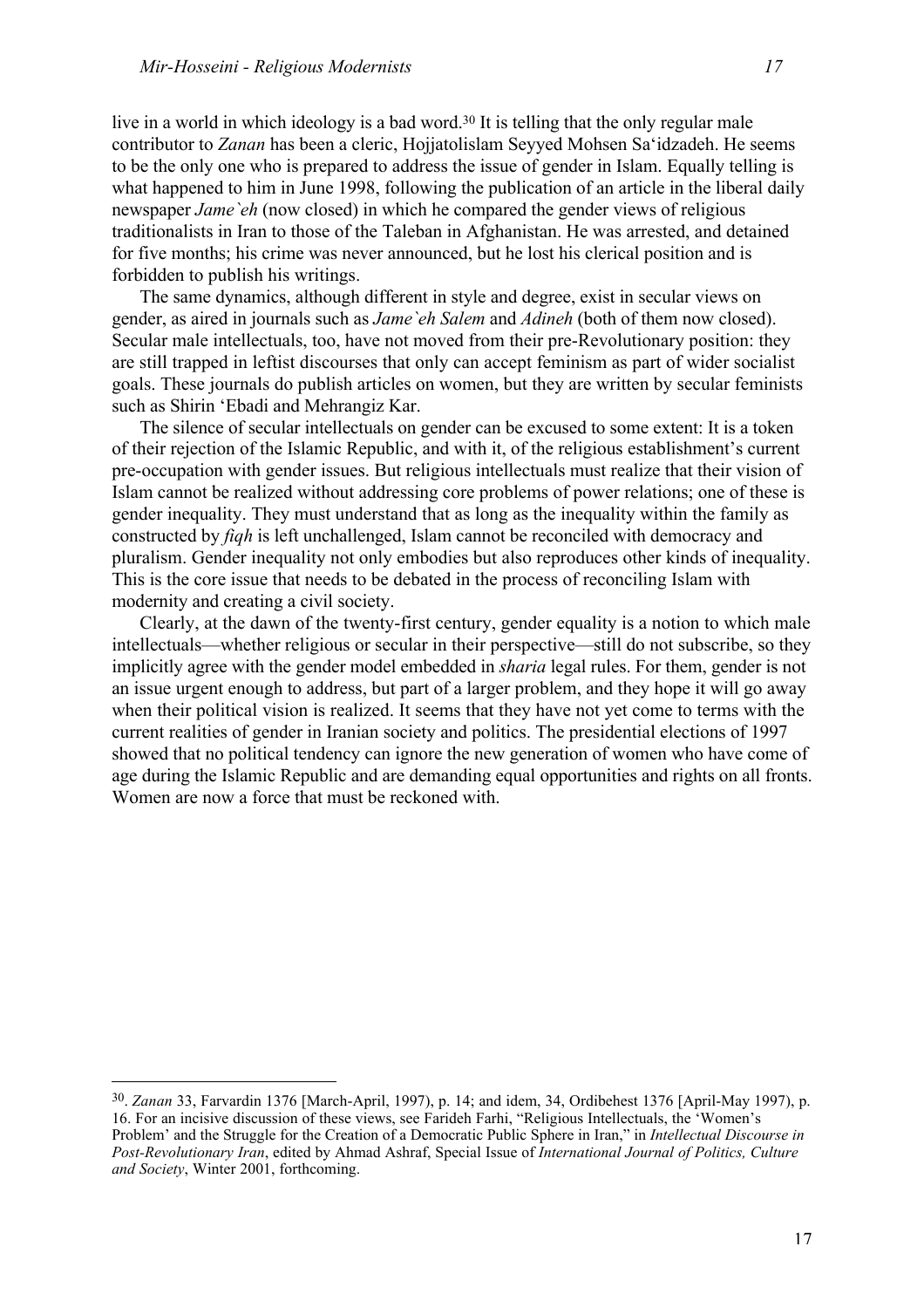live in a world in which ideology is a bad word.[30] It is telling that the only regular male contributor to *Zanan* has been a cleric, Hojjatolislam Seyyed Mohsen Sa'idzadeh. He seems to be the only one who is prepared to address the issue of gender in Islam. Equally telling is what happened to him in June 1998, following the publication of an article in the liberal daily newspaper *Jame`eh* (now closed) in which he compared the gender views of religious traditionalists in Iran to those of the Taleban in Afghanistan. He was arrested, and detained for five months; his crime was never announced, but he lost his clerical position and is forbidden to publish his writings.

The same dynamics, although different in style and degree, exist in secular views on gender, as aired in journals such as *Jame`eh Salem* and *Adineh* (both of them now closed). Secular male intellectuals, too, have not moved from their pre-Revolutionary position: they are still trapped in leftist discourses that only can accept feminism as part of wider socialist goals. These journals do publish articles on women, but they are written by secular feminists such as Shirin 'Ebadi and Mehrangiz Kar.

The silence of secular intellectuals on gender can be excused to some extent: It is a token of their rejection of the Islamic Republic, and with it, of the religious establishment's current pre-occupation with gender issues. But religious intellectuals must realize that their vision of Islam cannot be realized without addressing core problems of power relations; one of these is gender inequality. They must understand that as long as the inequality within the family as constructed by *fiqh* is left unchallenged, Islam cannot be reconciled with democracy and pluralism. Gender inequality not only embodies but also reproduces other kinds of inequality. This is the core issue that needs to be debated in the process of reconciling Islam with modernity and creating a civil society.

Clearly, at the dawn of the twenty-first century, gender equality is a notion to which male intellectuals—whether religious or secular in their perspective—still do not subscribe, so they implicitly agree with the gender model embedded in *sharia* legal rules. For them, gender is not an issue urgent enough to address, but part of a larger problem, and they hope it will go away when their political vision is realized. It seems that they have not yet come to terms with the current realities of gender in Iranian society and politics. The presidential elections of 1997 showed that no political tendency can ignore the new generation of women who have come of age during the Islamic Republic and are demanding equal opportunities and rights on all fronts. Women are now a force that must be reckoned with.

---

[30]. *Zanan* 33, Farvardin 1376 [March-April, 1997), p. 14; and idem, 34, Ordibehest 1376 [April-May 1997), p. 16. For an incisive discussion of these views, see Farideh Farhi, "Religious Intellectuals, the 'Women's Problem' and the Struggle for the Creation of a Democratic Public Sphere in Iran," in *Intellectual Discourse in Post-Revolutionary Iran*, edited by Ahmad Ashraf, Special Issue of *International Journal of Politics, Culture and Society*, Winter 2001, forthcoming.